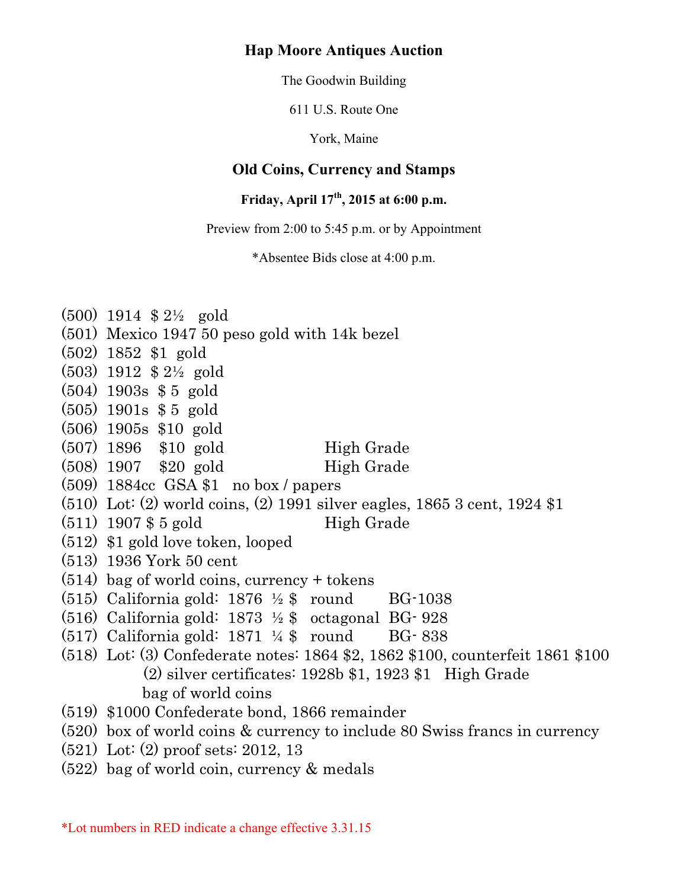# Hap Moore Antiques Auction

The Goodwin Building

611 U.S. Route One

York, Maine

## Old Coins, Currency and Stamps

**Friday, April 17th, 2015 at 6:00 p.m.**

Preview from 2:00 to 5:45 p.m. or by Appointment

*Absentee Bids close at 4:00 p.m.

(500) 1914 $ 2½ gold
(501) Mexico 1947 50 peso gold with 14k bezel
(502) 1852 $1 gold
(503) 1912 $ 2½ gold
(504) 1903s $ 5 gold
(505) 1901s $ 5 gold
(506) 1905s $10 gold
(507) 1896 $10 gold High Grade
(508) 1907 $20 gold High Grade
(509) 1884cc GSA $1 no box / papers
(510) Lot: (2) world coins, (2) 1991 silver eagles, 1865 3 cent, 1924 $1
(511) 1907 $ 5 gold High Grade
(512) $1 gold love token, looped
(513) 1936 York 50 cent
(514) bag of world coins, currency + tokens
(515) California gold: 1876 ½ $ round BG-1038
(516) California gold: 1873 ½ $ octagonal BG- 928
(517) California gold: 1871 ¼ $ round BG- 838
(518) Lot: (3) Confederate notes: 1864 $2, 1862 $100, counterfeit 1861 $100
(2) silver certificates: 1928b $1, 1923 $1 High Grade
bag of world coins
(519) $1000 Confederate bond, 1866 remainder
(520) box of world coins & currency to include 80 Swiss francs in currency
(521) Lot: (2) proof sets: 2012, 13
(522) bag of world coin, currency & medals

*Lot numbers in RED indicate a change effective 3.31.15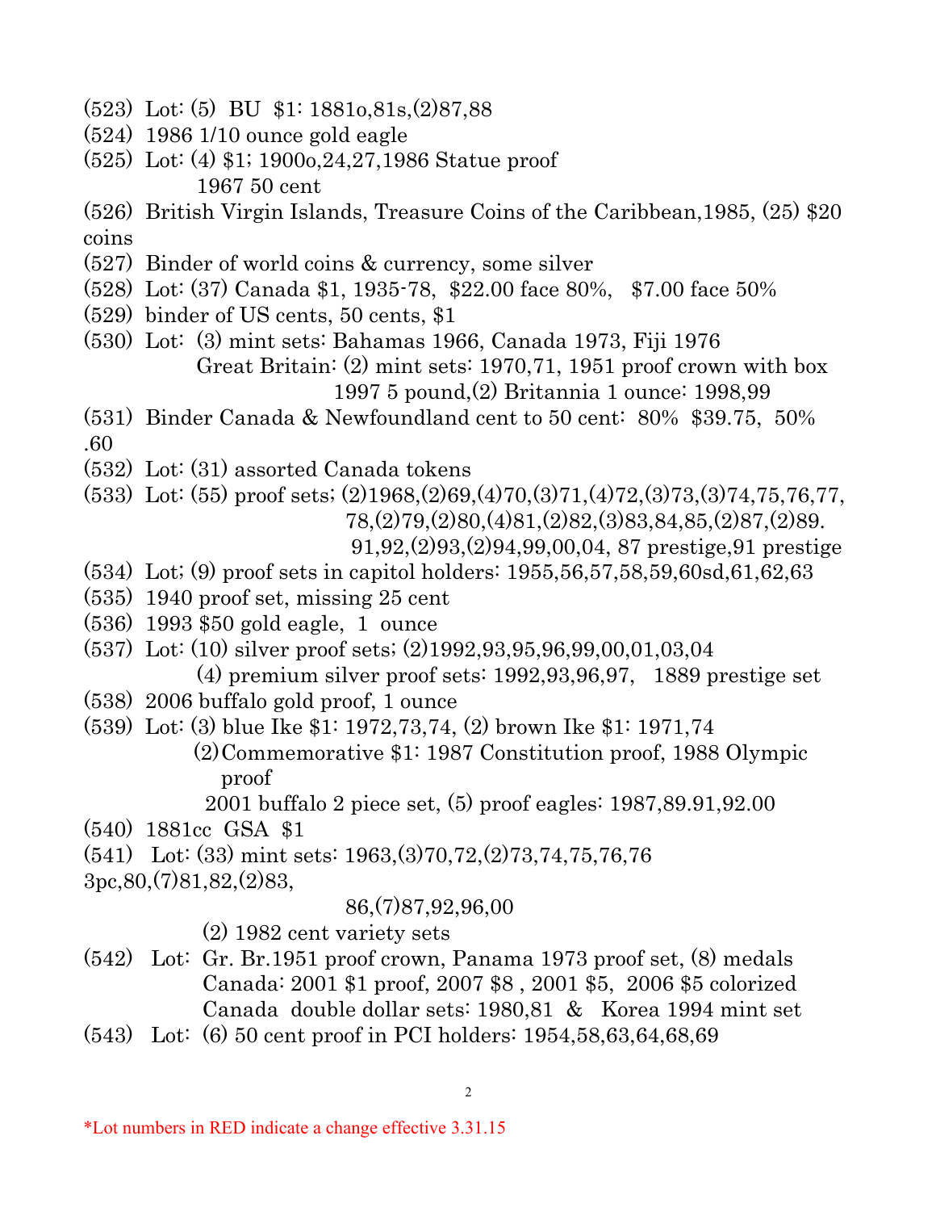(523) Lot: (5) BU $1: 1881o,81s,(2)87,88

(524) 1986 1/10 ounce gold eagle

(525) Lot: (4) $1; 1900o,24,27,1986 Statue proof
1967 50 cent

(526) British Virgin Islands, Treasure Coins of the Caribbean,1985, (25) $20 coins

(527) Binder of world coins & currency, some silver

(528) Lot: (37) Canada $1, 1935-78, $22.00 face 80%, $7.00 face 50%

(529) binder of US cents, 50 cents, $1

(530) Lot: (3) mint sets: Bahamas 1966, Canada 1973, Fiji 1976
Great Britain: (2) mint sets: 1970,71, 1951 proof crown with box
1997 5 pound,(2) Britannia 1 ounce: 1998,99

(531) Binder Canada & Newfoundland cent to 50 cent: 80% $39.75, 50% .60

(532) Lot: (31) assorted Canada tokens

(533) Lot: (55) proof sets; (2)1968,(2)69,(4)70,(3)71,(4)72,(3)73,(3)74,75,76,77,
78,(2)79,(2)80,(4)81,(2)82,(3)83,84,85,(2)87,(2)89.
91,92,(2)93,(2)94,99,00,04, 87 prestige,91 prestige

(534) Lot; (9) proof sets in capitol holders: 1955,56,57,58,59,60sd,61,62,63

(535) 1940 proof set, missing 25 cent

(536) 1993 $50 gold eagle, 1 ounce

(537) Lot: (10) silver proof sets; (2)1992,93,95,96,99,00,01,03,04
(4) premium silver proof sets: 1992,93,96,97, 1889 prestige set

(538) 2006 buffalo gold proof, 1 ounce

(539) Lot: (3) blue Ike $1: 1972,73,74, (2) brown Ike $1: 1971,74
(2)Commemorative $1: 1987 Constitution proof, 1988 Olympic proof
2001 buffalo 2 piece set, (5) proof eagles: 1987,89.91,92.00

(540) 1881cc GSA $1

(541) Lot: (33) mint sets: 1963,(3)70,72,(2)73,74,75,76,76 3pc,80,(7)81,82,(2)83,
86,(7)87,92,96,00
(2) 1982 cent variety sets

(542) Lot: Gr. Br.1951 proof crown, Panama 1973 proof set, (8) medals
Canada: 2001 $1 proof, 2007 $8 , 2001 $5, 2006 $5 colorized
Canada double dollar sets: 1980,81 & Korea 1994 mint set

(543) Lot: (6) 50 cent proof in PCI holders: 1954,58,63,64,68,69

*Lot numbers in RED indicate a change effective 3.31.15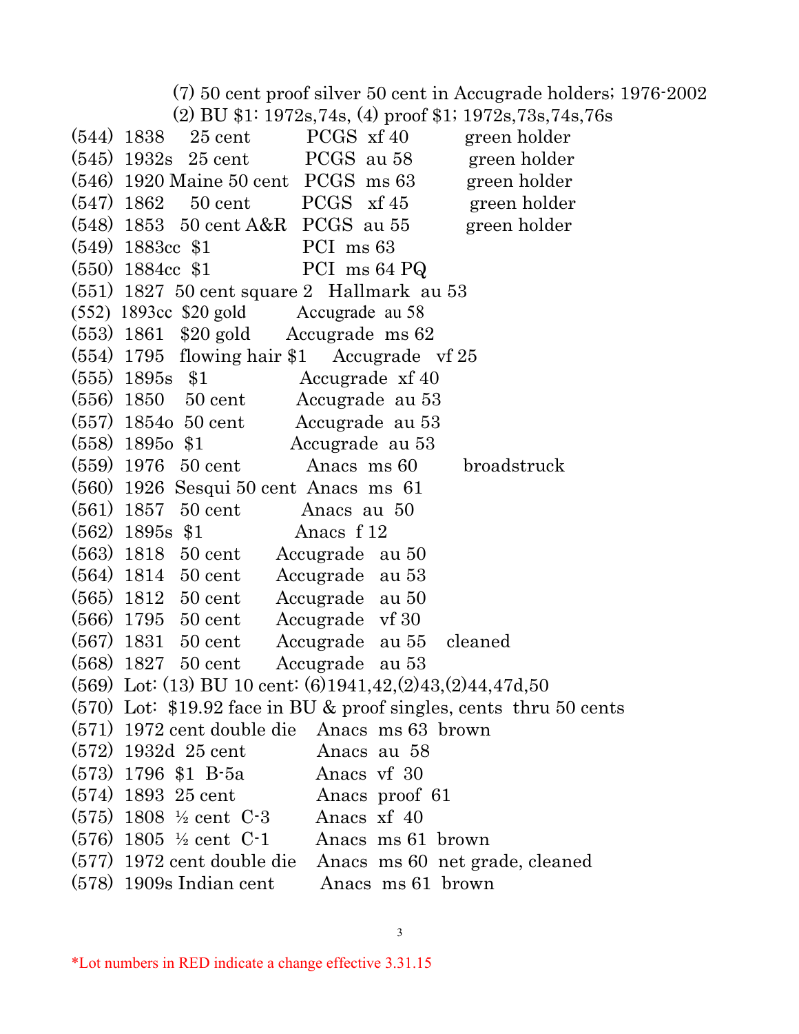(7) 50 cent proof silver 50 cent in Accugrade holders; 1976-2002
(2) BU $1: 1972s,74s, (4) proof $1; 1972s,73s,74s,76s

(544) 1838 25 cent PCGS xf 40 green holder
(545) 1932s 25 cent PCGS au 58 green holder
(546) 1920 Maine 50 cent PCGS ms 63 green holder
(547) 1862 50 cent PCGS xf 45 green holder
(548) 1853 50 cent A&R PCGS au 55 green holder
(549) 1883cc $1 PCI ms 63
(550) 1884cc $1 PCI ms 64 PQ
(551) 1827 50 cent square 2 Hallmark au 53
(552) 1893cc $20 gold Accugrade au 58
(553) 1861 $20 gold Accugrade ms 62
(554) 1795 flowing hair $1 Accugrade vf 25
(555) 1895s $1 Accugrade xf 40
(556) 1850 50 cent Accugrade au 53
(557) 1854o 50 cent Accugrade au 53
(558) 1895o $1 Accugrade au 53
(559) 1976 50 cent Anacs ms 60 broadstruck
(560) 1926 Sesqui 50 cent Anacs ms 61
(561) 1857 50 cent Anacs au 50
(562) 1895s $1 Anacs f 12
(563) 1818 50 cent Accugrade au 50
(564) 1814 50 cent Accugrade au 53
(565) 1812 50 cent Accugrade au 50
(566) 1795 50 cent Accugrade vf 30
(567) 1831 50 cent Accugrade au 55 cleaned
(568) 1827 50 cent Accugrade au 53
(569) Lot: (13) BU 10 cent: (6)1941,42,(2)43,(2)44,47d,50
(570) Lot: $19.92 face in BU & proof singles, cents thru 50 cents
(571) 1972 cent double die Anacs ms 63 brown
(572) 1932d 25 cent Anacs au 58
(573) 1796 $1 B-5a Anacs vf 30
(574) 1893 25 cent Anacs proof 61
(575) 1808 ½ cent C-3 Anacs xf 40
(576) 1805 ½ cent C-1 Anacs ms 61 brown
(577) 1972 cent double die Anacs ms 60 net grade, cleaned
(578) 1909s Indian cent Anacs ms 61 brown

*Lot numbers in RED indicate a change effective 3.31.15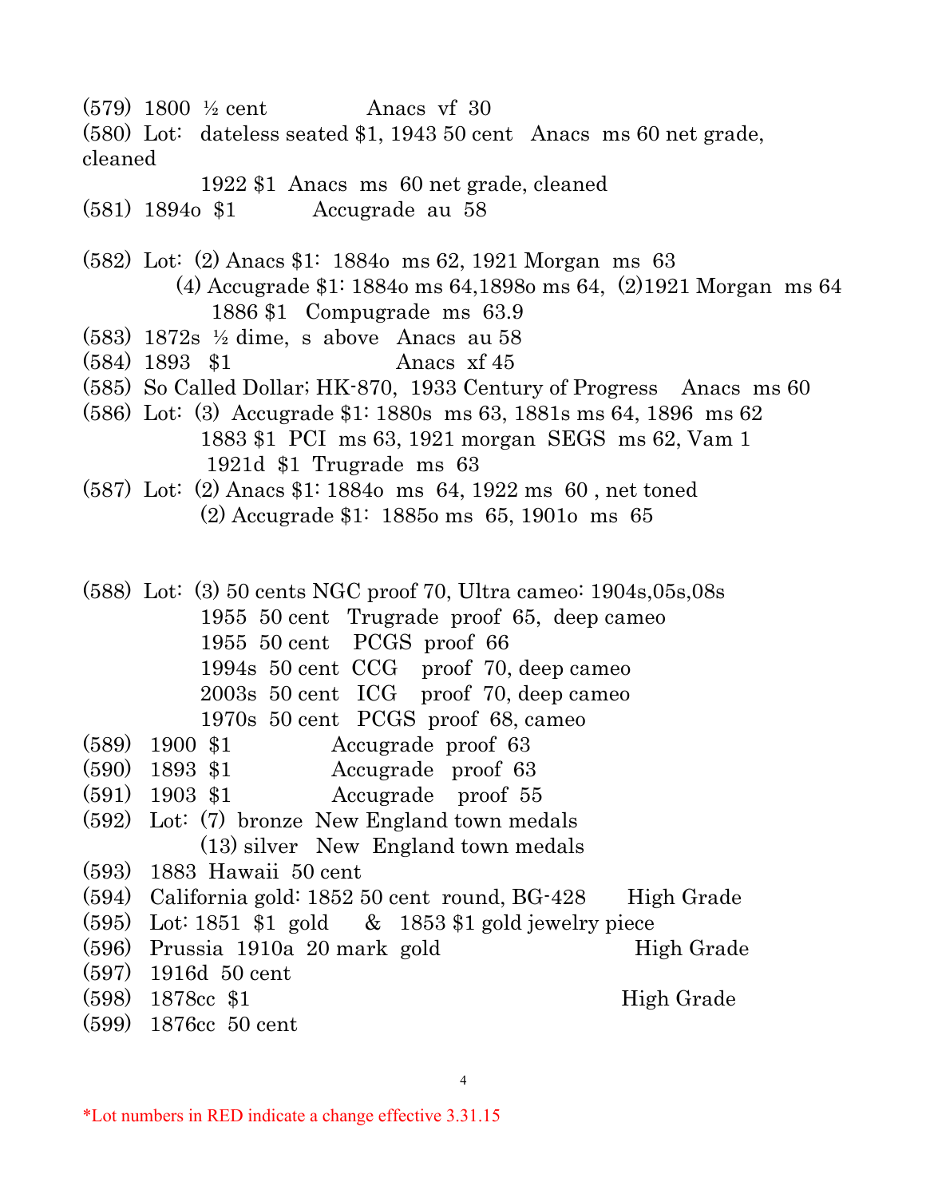(579) 1800 ½ cent Anacs vf 30

(580) Lot: dateless seated $1, 1943 50 cent Anacs ms 60 net grade, cleaned
1922 $1 Anacs ms 60 net grade, cleaned

(581) 1894o $1 Accugrade au 58

(582) Lot: (2) Anacs $1: 1884o ms 62, 1921 Morgan ms 63
(4) Accugrade $1: 1884o ms 64,1898o ms 64, (2)1921 Morgan ms 64
1886 $1 Compugrade ms 63.9

(583) 1872s ½ dime, s above Anacs au 58

(584) 1893 $1 Anacs xf 45

(585) So Called Dollar; HK-870, 1933 Century of Progress Anacs ms 60

(586) Lot: (3) Accugrade $1: 1880s ms 63, 1881s ms 64, 1896 ms 62
1883 $1 PCI ms 63, 1921 morgan SEGS ms 62, Vam 1
1921d $1 Trugrade ms 63

(587) Lot: (2) Anacs $1: 1884o ms 64, 1922 ms 60 , net toned
(2) Accugrade $1: 1885o ms 65, 1901o ms 65

(588) Lot: (3) 50 cents NGC proof 70, Ultra cameo: 1904s,05s,08s
1955 50 cent Trugrade proof 65, deep cameo
1955 50 cent PCGS proof 66
1994s 50 cent CCG proof 70, deep cameo
2003s 50 cent ICG proof 70, deep cameo
1970s 50 cent PCGS proof 68, cameo

(589) 1900 $1 Accugrade proof 63

(590) 1893 $1 Accugrade proof 63

(591) 1903 $1 Accugrade proof 55

(592) Lot: (7) bronze New England town medals
(13) silver New England town medals

(593) 1883 Hawaii 50 cent

(594) California gold: 1852 50 cent round, BG-428 High Grade

(595) Lot: 1851 $1 gold & 1853 $1 gold jewelry piece

(596) Prussia 1910a 20 mark gold High Grade

(597) 1916d 50 cent

(598) 1878cc $1 High Grade

(599) 1876cc 50 cent

*Lot numbers in RED indicate a change effective 3.31.15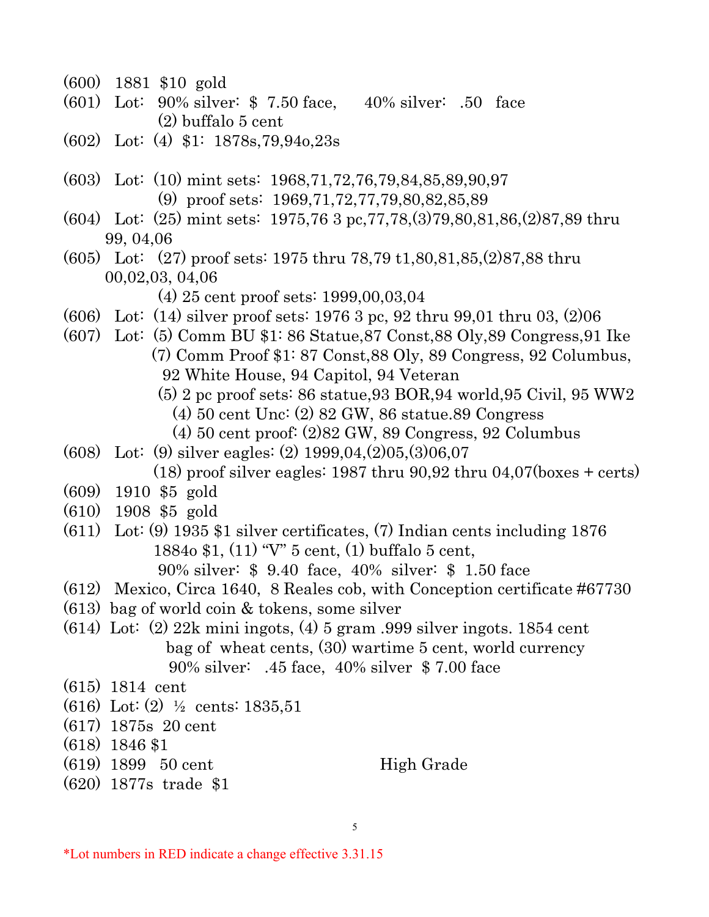(600) 1881 $10 gold

(601) Lot: 90% silver: $ 7.50 face, 40% silver: .50 face
(2) buffalo 5 cent

(602) Lot: (4) $1: 1878s,79,94o,23s

(603) Lot: (10) mint sets: 1968,71,72,76,79,84,85,89,90,97
(9) proof sets: 1969,71,72,77,79,80,82,85,89

(604) Lot: (25) mint sets: 1975,76 3 pc,77,78,(3)79,80,81,86,(2)87,89 thru 99, 04,06

(605) Lot: (27) proof sets: 1975 thru 78,79 t1,80,81,85,(2)87,88 thru 00,02,03, 04,06
(4) 25 cent proof sets: 1999,00,03,04

(606) Lot: (14) silver proof sets: 1976 3 pc, 92 thru 99,01 thru 03, (2)06

(607) Lot: (5) Comm BU $1: 86 Statue,87 Const,88 Oly,89 Congress,91 Ike
(7) Comm Proof $1: 87 Const,88 Oly, 89 Congress, 92 Columbus, 92 White House, 94 Capitol, 94 Veteran
(5) 2 pc proof sets: 86 statue,93 BOR,94 world,95 Civil, 95 WW2
(4) 50 cent Unc: (2) 82 GW, 86 statue.89 Congress
(4) 50 cent proof: (2)82 GW, 89 Congress, 92 Columbus

(608) Lot: (9) silver eagles: (2) 1999,04,(2)05,(3)06,07
(18) proof silver eagles: 1987 thru 90,92 thru 04,07(boxes + certs)

(609) 1910 $5 gold

(610) 1908 $5 gold

(611) Lot: (9) 1935 $1 silver certificates, (7) Indian cents including 1876
1884o $1, (11) "V" 5 cent, (1) buffalo 5 cent,
90% silver: $ 9.40 face, 40% silver: $ 1.50 face

(612) Mexico, Circa 1640, 8 Reales cob, with Conception certificate #67730

(613) bag of world coin & tokens, some silver

(614) Lot: (2) 22k mini ingots, (4) 5 gram .999 silver ingots. 1854 cent
bag of wheat cents, (30) wartime 5 cent, world currency
90% silver: .45 face, 40% silver $ 7.00 face

(615) 1814 cent

(616) Lot: (2) ½ cents: 1835,51

(617) 1875s 20 cent

(618) 1846 $1

(619) 1899 50 cent High Grade

(620) 1877s trade $1

*Lot numbers in RED indicate a change effective 3.31.15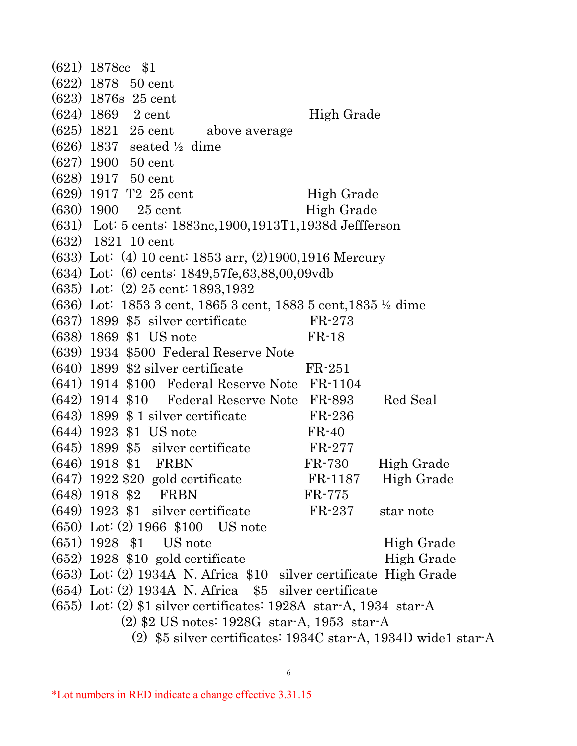(621) 1878cc $1
(622) 1878 50 cent
(623) 1876s 25 cent
(624) 1869 2 cent High Grade
(625) 1821 25 cent above average
(626) 1837 seated ½ dime
(627) 1900 50 cent
(628) 1917 50 cent
(629) 1917 T2 25 cent High Grade
(630) 1900 25 cent High Grade
(631) Lot: 5 cents: 1883nc,1900,1913T1,1938d Jeffferson
(632) 1821 10 cent
(633) Lot: (4) 10 cent: 1853 arr, (2)1900,1916 Mercury
(634) Lot: (6) cents: 1849,57fe,63,88,00,09vdb
(635) Lot: (2) 25 cent: 1893,1932
(636) Lot: 1853 3 cent, 1865 3 cent, 1883 5 cent,1835 ½ dime
(637) 1899 $5 silver certificate FR-273
(638) 1869 $1 US note FR-18
(639) 1934 $500 Federal Reserve Note
(640) 1899 $2 silver certificate FR-251
(641) 1914 $100 Federal Reserve Note FR-1104
(642) 1914 $10 Federal Reserve Note FR-893 Red Seal
(643) 1899 $ 1 silver certificate FR-236
(644) 1923 $1 US note FR-40
(645) 1899 $5 silver certificate FR-277
(646) 1918 $1 FRBN FR-730 High Grade
(647) 1922 $20 gold certificate FR-1187 High Grade
(648) 1918 $2 FRBN FR-775
(649) 1923 $1 silver certificate FR-237 star note
(650) Lot: (2) 1966 $100 US note
(651) 1928 $1 US note High Grade
(652) 1928 $10 gold certificate High Grade
(653) Lot: (2) 1934A N. Africa $10 silver certificate High Grade
(654) Lot: (2) 1934A N. Africa $5 silver certificate
(655) Lot: (2) $1 silver certificates: 1928A star-A, 1934 star-A
(2) $2 US notes: 1928G star-A, 1953 star-A
(2) $5 silver certificates: 1934C star-A, 1934D wide1 star-A

*Lot numbers in RED indicate a change effective 3.31.15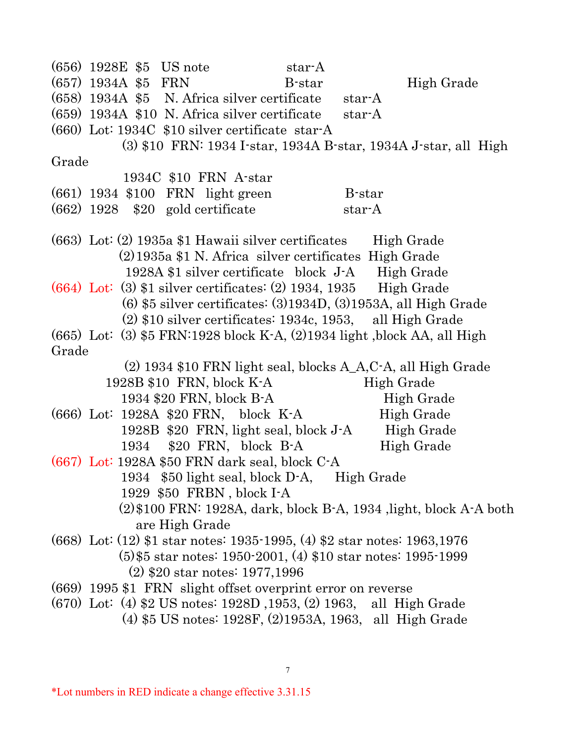(656)  1928E  $5   US note                    star-A

(657)  1934A  $5   FRN                         B-star                    High Grade

(658)  1934A  $5   N. Africa silver certificate      star-A

(659)  1934A  $10  N. Africa silver certificate      star-A

(660)  Lot: 1934C  $10 silver certificate  star-A
          (3) $10  FRN: 1934 I-star, 1934A B-star, 1934A J-star, all  High Grade
          1934C  $10  FRN  A-star

(661)  1934  $100   FRN   light green               B-star

(662)  1928    $20   gold certificate                star-A

(663)  Lot: (2) 1935a $1 Hawaii silver certificates       High Grade
          (2)1935a $1 N. Africa  silver certificates  High Grade
          1928A $1 silver certificate   block  J-A      High Grade

(664)  Lot:  (3) $1 silver certificates: (2) 1934, 1935      High Grade
          (6) $5 silver certificates: (3)1934D, (3)1953A, all High Grade
          (2) $10 silver certificates: 1934c, 1953,     all High Grade

(665)  Lot:  (3) $5 FRN:1928 block K-A, (2)1934 light ,block AA, all High Grade
          (2) 1934 $10 FRN light seal, blocks A_A,C-A, all High Grade
          1928B $10  FRN, block K-A                     High Grade
          1934 $20 FRN, block B-A                        High Grade

(666)  Lot:  1928A  $20 FRN,    block  K-A                High Grade
          1928B  $20  FRN, light seal, block J-A        High Grade
          1934     $20  FRN,   block  B-A                High Grade

(667)  Lot: 1928A $50 FRN dark seal, block C-A
          1934   $50 light seal, block D-A,      High Grade
          1929  $50  FRBN , block I-A
          (2)$100 FRN: 1928A, dark, block B-A, 1934 ,light, block A-A both are High Grade

(668)  Lot: (12) $1 star notes: 1935-1995, (4) $2 star notes: 1963,1976
          (5)$5 star notes: 1950-2001, (4) $10 star notes: 1995-1999
          (2) $20 star notes: 1977,1996

(669)  1995 $1  FRN  slight offset overprint error on reverse

(670)  Lot:  (4) $2 US notes: 1928D ,1953, (2) 1963,    all  High Grade
          (4) $5 US notes: 1928F, (2)1953A, 1963,   all  High Grade

*Lot numbers in RED indicate a change effective 3.31.15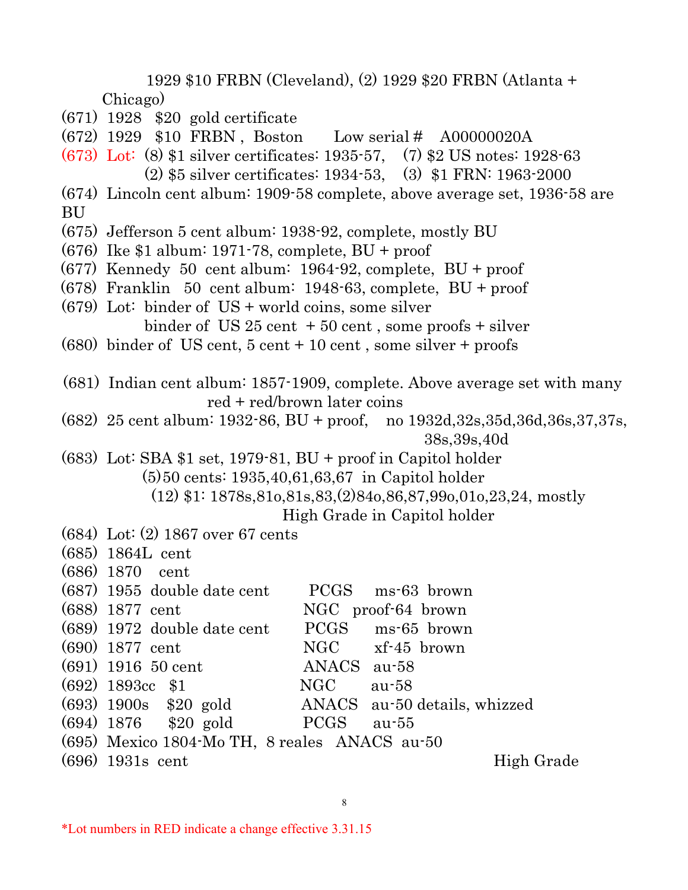1929 $10 FRBN (Cleveland), (2) 1929 $20 FRBN (Atlanta + Chicago)

(671) 1928 $20 gold certificate

(672) 1929 $10 FRBN , Boston Low serial # A00000020A

(673) Lot: (8) $1 silver certificates: 1935-57, (7) $2 US notes: 1928-63
(2) $5 silver certificates: 1934-53, (3) $1 FRN: 1963-2000

(674) Lincoln cent album: 1909-58 complete, above average set, 1936-58 are BU

(675) Jefferson 5 cent album: 1938-92, complete, mostly BU

(676) Ike $1 album: 1971-78, complete, BU + proof

(677) Kennedy 50 cent album: 1964-92, complete, BU + proof

(678) Franklin 50 cent album: 1948-63, complete, BU + proof

(679) Lot: binder of US + world coins, some silver
binder of US 25 cent + 50 cent , some proofs + silver

(680) binder of US cent, 5 cent + 10 cent , some silver + proofs

(681) Indian cent album: 1857-1909, complete. Above average set with many red + red/brown later coins

(682) 25 cent album: 1932-86, BU + proof, no 1932d,32s,35d,36d,36s,37,37s, 38s,39s,40d

(683) Lot: SBA $1 set, 1979-81, BU + proof in Capitol holder
(5)50 cents: 1935,40,61,63,67 in Capitol holder
(12) $1: 1878s,81o,81s,83,(2)84o,86,87,99o,01o,23,24, mostly High Grade in Capitol holder

(684) Lot: (2) 1867 over 67 cents

(685) 1864L cent

(686) 1870 cent

(687) 1955 double date cent PCGS ms-63 brown

(688) 1877 cent NGC proof-64 brown

(689) 1972 double date cent PCGS ms-65 brown

(690) 1877 cent NGC xf-45 brown

(691) 1916 50 cent ANACS au-58

(692) 1893cc $1 NGC au-58

(693) 1900s $20 gold ANACS au-50 details, whizzed

(694) 1876 $20 gold PCGS au-55

(695) Mexico 1804-Mo TH, 8 reales ANACS au-50

(696) 1931s cent High Grade

*Lot numbers in RED indicate a change effective 3.31.15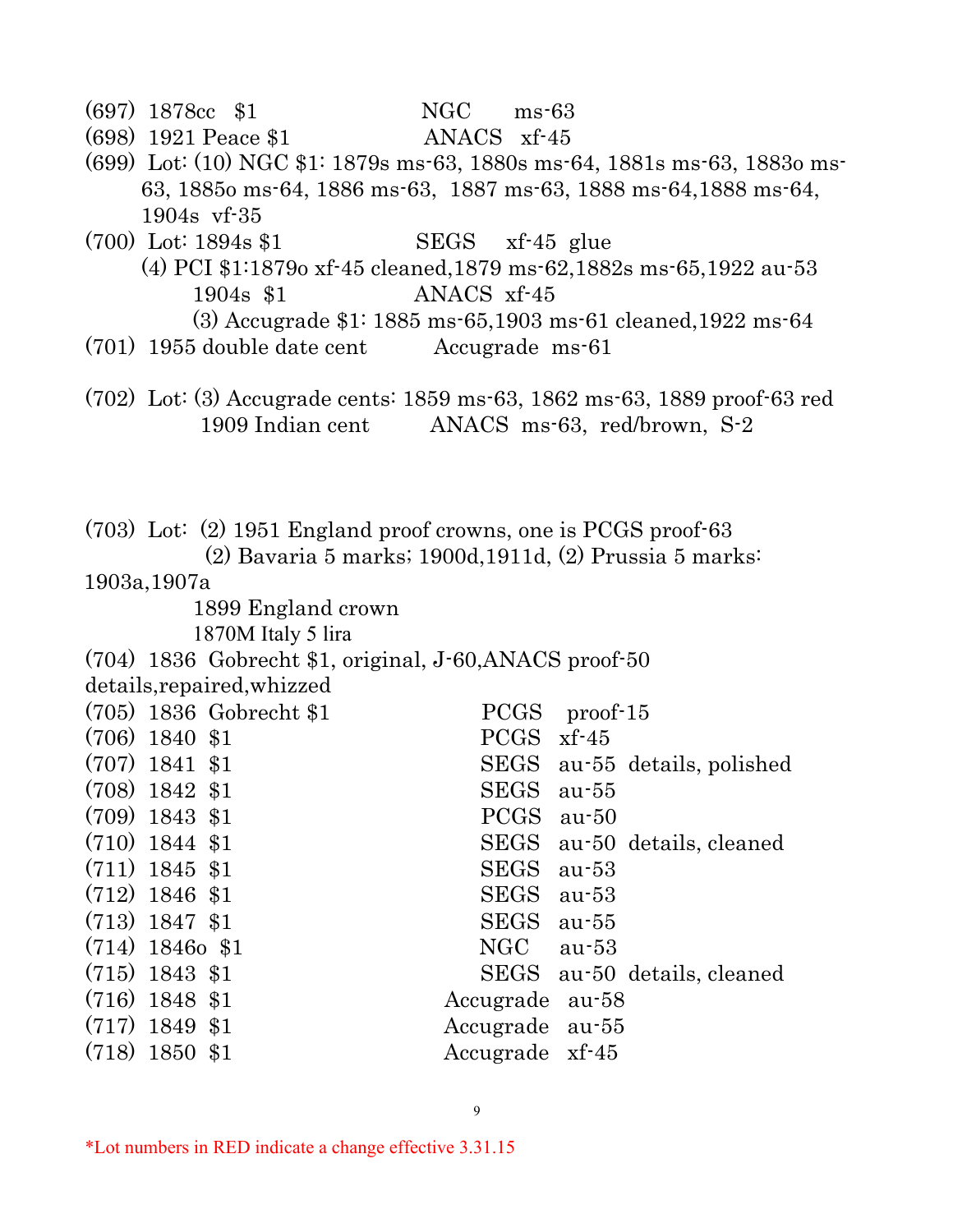(697) 1878cc $1 NGC ms-63

(698) 1921 Peace $1 ANACS xf-45

(699) Lot: (10) NGC $1: 1879s ms-63, 1880s ms-64, 1881s ms-63, 1883o ms-63, 1885o ms-64, 1886 ms-63, 1887 ms-63, 1888 ms-64,1888 ms-64, 1904s vf-35

(700) Lot: 1894s $1 SEGS xf-45 glue

(4) PCI $1:1879o xf-45 cleaned,1879 ms-62,1882s ms-65,1922 au-53

1904s $1 ANACS xf-45

(3) Accugrade $1: 1885 ms-65,1903 ms-61 cleaned,1922 ms-64

(701) 1955 double date cent Accugrade ms-61

(702) Lot: (3) Accugrade cents: 1859 ms-63, 1862 ms-63, 1889 proof-63 red

1909 Indian cent ANACS ms-63, red/brown, S-2

(703) Lot: (2) 1951 England proof crowns, one is PCGS proof-63

(2) Bavaria 5 marks; 1900d,1911d, (2) Prussia 5 marks: 1903a,1907a

1899 England crown

1870M Italy 5 lira

(704) 1836 Gobrecht $1, original, J-60,ANACS proof-50 details,repaired,whizzed

(705) 1836 Gobrecht $1 PCGS proof-15

(706) 1840 $1 PCGS xf-45

(707) 1841 $1 SEGS au-55 details, polished

(708) 1842 $1 SEGS au-55

(709) 1843 $1 PCGS au-50

(710) 1844 $1 SEGS au-50 details, cleaned

(711) 1845 $1 SEGS au-53

(712) 1846 $1 SEGS au-53

(713) 1847 $1 SEGS au-55

(714) 1846o $1 NGC au-53

(715) 1843 $1 SEGS au-50 details, cleaned

(716) 1848 $1 Accugrade au-58

(717) 1849 $1 Accugrade au-55

(718) 1850 $1 Accugrade xf-45

*Lot numbers in RED indicate a change effective 3.31.15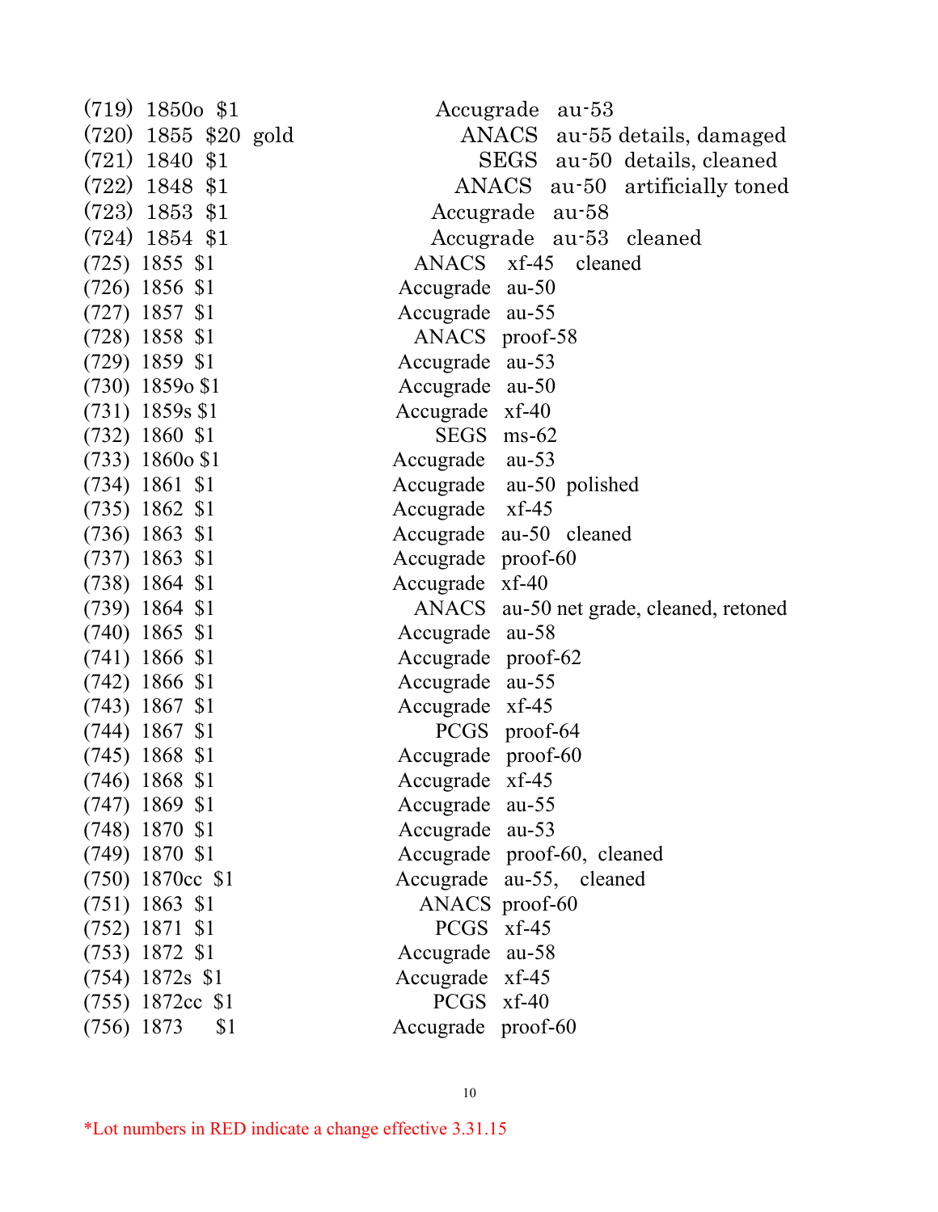(719) 1850o $1 Accugrade au-53
(720) 1855 $20 gold ANACS au-55 details, damaged
(721) 1840 $1 SEGS au-50 details, cleaned
(722) 1848 $1 ANACS au-50 artificially toned
(723) 1853 $1 Accugrade au-58
(724) 1854 $1 Accugrade au-53 cleaned
(725) 1855 $1 ANACS xf-45 cleaned
(726) 1856 $1 Accugrade au-50
(727) 1857 $1 Accugrade au-55
(728) 1858 $1 ANACS proof-58
(729) 1859 $1 Accugrade au-53
(730) 1859o $1 Accugrade au-50
(731) 1859s $1 Accugrade xf-40
(732) 1860 $1 SEGS ms-62
(733) 1860o $1 Accugrade au-53
(734) 1861 $1 Accugrade au-50 polished
(735) 1862 $1 Accugrade xf-45
(736) 1863 $1 Accugrade au-50 cleaned
(737) 1863 $1 Accugrade proof-60
(738) 1864 $1 Accugrade xf-40
(739) 1864 $1 ANACS au-50 net grade, cleaned, retoned
(740) 1865 $1 Accugrade au-58
(741) 1866 $1 Accugrade proof-62
(742) 1866 $1 Accugrade au-55
(743) 1867 $1 Accugrade xf-45
(744) 1867 $1 PCGS proof-64
(745) 1868 $1 Accugrade proof-60
(746) 1868 $1 Accugrade xf-45
(747) 1869 $1 Accugrade au-55
(748) 1870 $1 Accugrade au-53
(749) 1870 $1 Accugrade proof-60, cleaned
(750) 1870cc $1 Accugrade au-55, cleaned
(751) 1863 $1 ANACS proof-60
(752) 1871 $1 PCGS xf-45
(753) 1872 $1 Accugrade au-58
(754) 1872s $1 Accugrade xf-45
(755) 1872cc $1 PCGS xf-40
(756) 1873 $1 Accugrade proof-60

*Lot numbers in RED indicate a change effective 3.31.15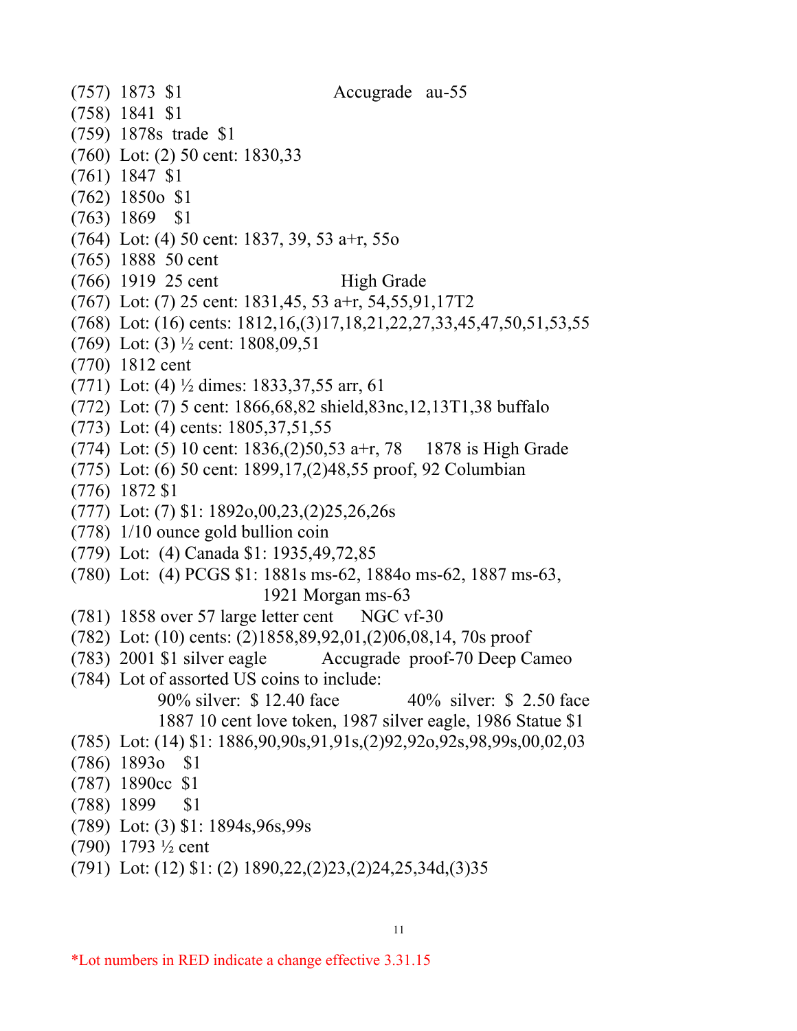(757) 1873 $1 Accugrade au-55
(758) 1841 $1
(759) 1878s trade $1
(760) Lot: (2) 50 cent: 1830,33
(761) 1847 $1
(762) 1850o $1
(763) 1869 $1
(764) Lot: (4) 50 cent: 1837, 39, 53 a+r, 55o
(765) 1888 50 cent
(766) 1919 25 cent High Grade
(767) Lot: (7) 25 cent: 1831,45, 53 a+r, 54,55,91,17T2
(768) Lot: (16) cents: 1812,16,(3)17,18,21,22,27,33,45,47,50,51,53,55
(769) Lot: (3) ½ cent: 1808,09,51
(770) 1812 cent
(771) Lot: (4) ½ dimes: 1833,37,55 arr, 61
(772) Lot: (7) 5 cent: 1866,68,82 shield,83nc,12,13T1,38 buffalo
(773) Lot: (4) cents: 1805,37,51,55
(774) Lot: (5) 10 cent: 1836,(2)50,53 a+r, 78 1878 is High Grade
(775) Lot: (6) 50 cent: 1899,17,(2)48,55 proof, 92 Columbian
(776) 1872 $1
(777) Lot: (7) $1: 1892o,00,23,(2)25,26,26s
(778) 1/10 ounce gold bullion coin
(779) Lot: (4) Canada $1: 1935,49,72,85
(780) Lot: (4) PCGS $1: 1881s ms-62, 1884o ms-62, 1887 ms-63, 1921 Morgan ms-63
(781) 1858 over 57 large letter cent NGC vf-30
(782) Lot: (10) cents: (2)1858,89,92,01,(2)06,08,14, 70s proof
(783) 2001 $1 silver eagle Accugrade proof-70 Deep Cameo
(784) Lot of assorted US coins to include:
90% silver: $ 12.40 face 40% silver: $ 2.50 face
1887 10 cent love token, 1987 silver eagle, 1986 Statue $1
(785) Lot: (14) $1: 1886,90,90s,91,91s,(2)92,92o,92s,98,99s,00,02,03
(786) 1893o $1
(787) 1890cc $1
(788) 1899 $1
(789) Lot: (3) $1: 1894s,96s,99s
(790) 1793 ½ cent
(791) Lot: (12) $1: (2) 1890,22,(2)23,(2)24,25,34d,(3)35

*Lot numbers in RED indicate a change effective 3.31.15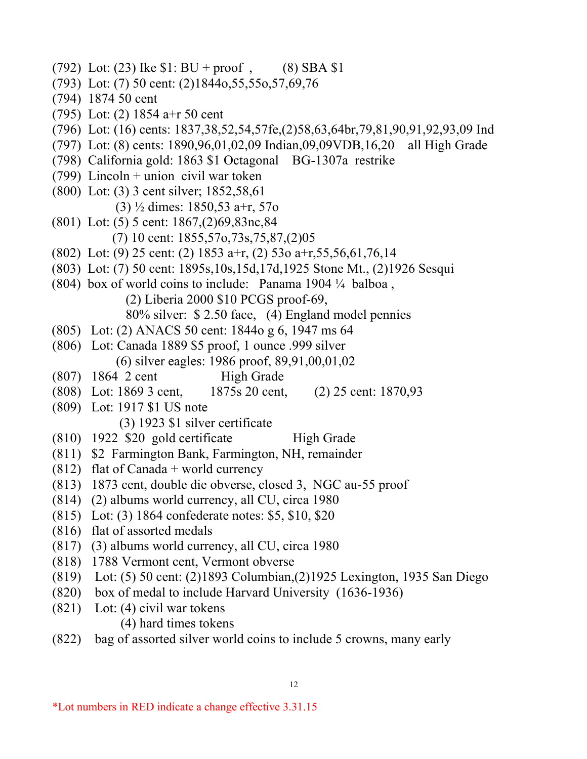(792) Lot: (23) Ike $1: BU + proof , (8) SBA $1

(793) Lot: (7) 50 cent: (2)1844o,55,55o,57,69,76

(794) 1874 50 cent

(795) Lot: (2) 1854 a+r 50 cent

(796) Lot: (16) cents: 1837,38,52,54,57fe,(2)58,63,64br,79,81,90,91,92,93,09 Ind

(797) Lot: (8) cents: 1890,96,01,02,09 Indian,09,09VDB,16,20 all High Grade

(798) California gold: 1863 $1 Octagonal BG-1307a restrike

(799) Lincoln + union civil war token

(800) Lot: (3) 3 cent silver; 1852,58,61
(3) ½ dimes: 1850,53 a+r, 57o

(801) Lot: (5) 5 cent: 1867,(2)69,83nc,84
(7) 10 cent: 1855,57o,73s,75,87,(2)05

(802) Lot: (9) 25 cent: (2) 1853 a+r, (2) 53o a+r,55,56,61,76,14

(803) Lot: (7) 50 cent: 1895s,10s,15d,17d,1925 Stone Mt., (2)1926 Sesqui

(804) box of world coins to include: Panama 1904 ¼ balboa ,
(2) Liberia 2000 $10 PCGS proof-69,
80% silver: $ 2.50 face, (4) England model pennies

(805) Lot: (2) ANACS 50 cent: 1844o g 6, 1947 ms 64

(806) Lot: Canada 1889 $5 proof, 1 ounce .999 silver
(6) silver eagles: 1986 proof, 89,91,00,01,02

(807) 1864 2 cent High Grade

(808) Lot: 1869 3 cent, 1875s 20 cent, (2) 25 cent: 1870,93

(809) Lot: 1917 $1 US note
(3) 1923 $1 silver certificate

(810) 1922 $20 gold certificate High Grade

(811) $2 Farmington Bank, Farmington, NH, remainder

(812) flat of Canada + world currency

(813) 1873 cent, double die obverse, closed 3, NGC au-55 proof

(814) (2) albums world currency, all CU, circa 1980

(815) Lot: (3) 1864 confederate notes: $5, $10, $20

(816) flat of assorted medals

(817) (3) albums world currency, all CU, circa 1980

(818) 1788 Vermont cent, Vermont obverse

(819) Lot: (5) 50 cent: (2)1893 Columbian,(2)1925 Lexington, 1935 San Diego

(820) box of medal to include Harvard University (1636-1936)

(821) Lot: (4) civil war tokens
(4) hard times tokens

(822) bag of assorted silver world coins to include 5 crowns, many early

*Lot numbers in RED indicate a change effective 3.31.15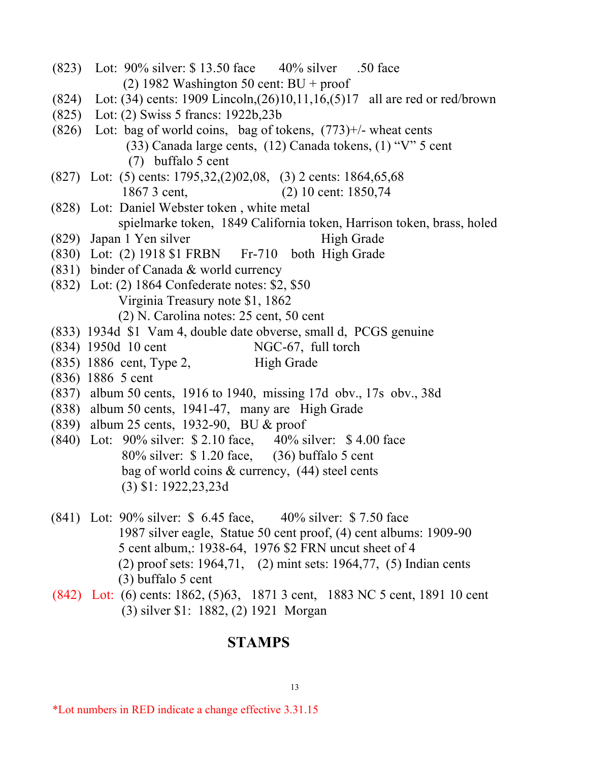(823) Lot: 90% silver: $ 13.50 face 40% silver .50 face
(2) 1982 Washington 50 cent: BU + proof

(824) Lot: (34) cents: 1909 Lincoln,(26)10,11,16,(5)17 all are red or red/brown

(825) Lot: (2) Swiss 5 francs: 1922b,23b

(826) Lot: bag of world coins, bag of tokens, (773)+/- wheat cents
(33) Canada large cents, (12) Canada tokens, (1) "V" 5 cent
(7) buffalo 5 cent

(827) Lot: (5) cents: 1795,32,(2)02,08, (3) 2 cents: 1864,65,68
1867 3 cent, (2) 10 cent: 1850,74

(828) Lot: Daniel Webster token , white metal
spielmarke token, 1849 California token, Harrison token, brass, holed

(829) Japan 1 Yen silver High Grade

(830) Lot: (2) 1918 $1 FRBN Fr-710 both High Grade

(831) binder of Canada & world currency

(832) Lot: (2) 1864 Confederate notes: $2, $50
Virginia Treasury note $1, 1862
(2) N. Carolina notes: 25 cent, 50 cent

(833) 1934d $1 Vam 4, double date obverse, small d, PCGS genuine

(834) 1950d 10 cent NGC-67, full torch

(835) 1886 cent, Type 2, High Grade

(836) 1886 5 cent

(837) album 50 cents, 1916 to 1940, missing 17d obv., 17s obv., 38d

(838) album 50 cents, 1941-47, many are High Grade

(839) album 25 cents, 1932-90, BU & proof

(840) Lot: 90% silver: $ 2.10 face, 40% silver: $ 4.00 face
80% silver: $ 1.20 face, (36) buffalo 5 cent
bag of world coins & currency, (44) steel cents
(3) $1: 1922,23,23d

(841) Lot: 90% silver: $ 6.45 face, 40% silver: $ 7.50 face
1987 silver eagle, Statue 50 cent proof, (4) cent albums: 1909-90
5 cent album,: 1938-64, 1976 $2 FRN uncut sheet of 4
(2) proof sets: 1964,71, (2) mint sets: 1964,77, (5) Indian cents
(3) buffalo 5 cent

(842) Lot: (6) cents: 1862, (5)63, 1871 3 cent, 1883 NC 5 cent, 1891 10 cent
(3) silver $1: 1882, (2) 1921 Morgan

## STAMPS

*Lot numbers in RED indicate a change effective 3.31.15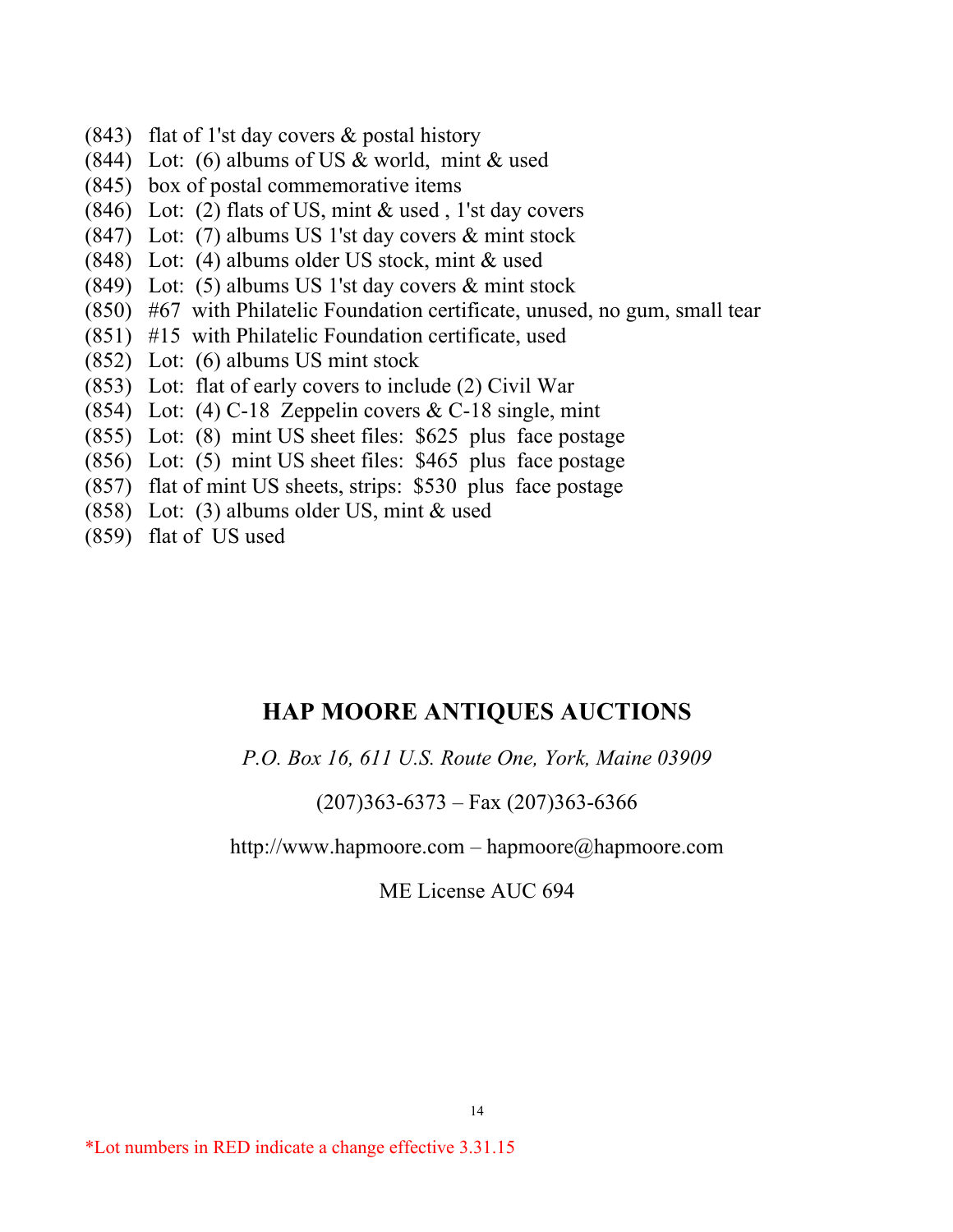(843) flat of 1'st day covers & postal history

(844) Lot: (6) albums of US & world, mint & used

(845) box of postal commemorative items

(846) Lot: (2) flats of US, mint & used , 1'st day covers

(847) Lot: (7) albums US 1'st day covers & mint stock

(848) Lot: (4) albums older US stock, mint & used

(849) Lot: (5) albums US 1'st day covers & mint stock

(850) #67 with Philatelic Foundation certificate, unused, no gum, small tear

(851) #15 with Philatelic Foundation certificate, used

(852) Lot: (6) albums US mint stock

(853) Lot: flat of early covers to include (2) Civil War

(854) Lot: (4) C-18 Zeppelin covers & C-18 single, mint

(855) Lot: (8) mint US sheet files: $625 plus face postage

(856) Lot: (5) mint US sheet files: $465 plus face postage

(857) flat of mint US sheets, strips: $530 plus face postage

(858) Lot: (3) albums older US, mint & used

(859) flat of US used

## HAP MOORE ANTIQUES AUCTIONS

*P.O. Box 16, 611 U.S. Route One, York, Maine 03909*

(207)363-6373 – Fax (207)363-6366

http://www.hapmoore.com – hapmoore@hapmoore.com

ME License AUC 694

*Lot numbers in RED indicate a change effective 3.31.15